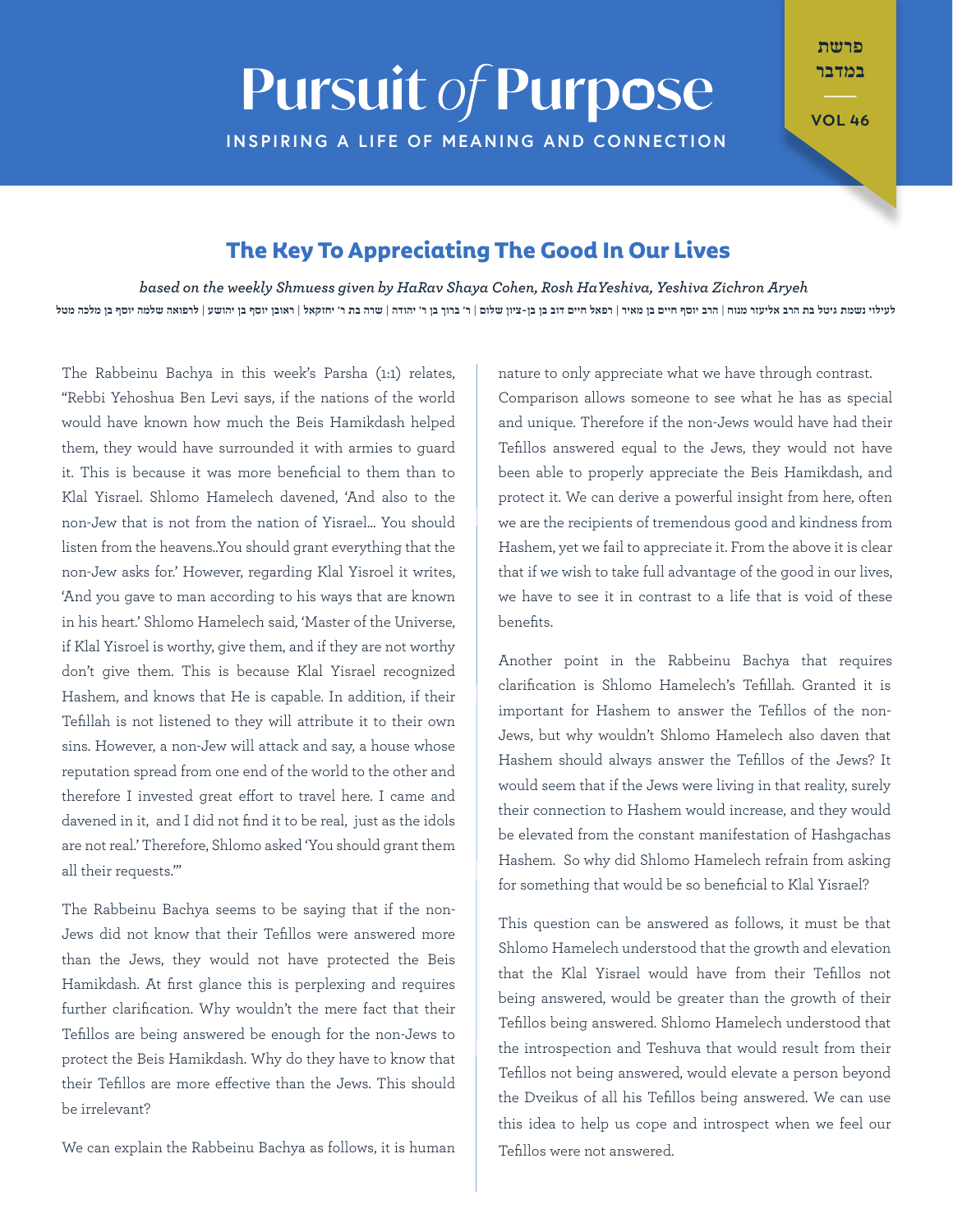# Pursuit *of* Purpose

INSPIRING A LIFE OF MEANING AND CONNECTION

פרשת במדבר

VOL 46

## The Key To Appreciating The Good In Our Lives

*based on the weekly Shmuess given by HaRav Shaya Cohen, Rosh HaYeshiva, Yeshiva Zichron Aryeh*

לעילוי נשמת גיטל בת הרב אליעזר מנוח | הרב יוסף חיים בן מאיר | רפאל חיים דוב בן בן-ציון שלום | ר' ברוך בן ר' יהודה | שרה בת ר' יחזקאל | ראובן יוסף בן יהושע | לרפואה שלמה יוסף בן מלכה מטל

The Rabbeinu Bachya in this week's Parsha (1:1) relates, "Rebbi Yehoshua Ben Levi says, if the nations of the world would have known how much the Beis Hamikdash helped them, they would have surrounded it with armies to guard it. This is because it was more beneficial to them than to Klal Yisrael. Shlomo Hamelech davened, 'And also to the non-Jew that is not from the nation of Yisrael… You should listen from the heavens..You should grant everything that the non-Jew asks for.' However, regarding Klal Yisroel it writes, 'And you gave to man according to his ways that are known in his heart.' Shlomo Hamelech said, 'Master of the Universe, if Klal Yisroel is worthy, give them, and if they are not worthy don't give them. This is because Klal Yisrael recognized Hashem, and knows that He is capable. In addition, if their Tefillah is not listened to they will attribute it to their own sins. However, a non-Jew will attack and say, a house whose reputation spread from one end of the world to the other and therefore I invested great effort to travel here. I came and davened in it, and I did not find it to be real, just as the idols are not real.' Therefore, Shlomo asked 'You should grant them all their requests.'"

The Rabbeinu Bachya seems to be saying that if the non-Jews did not know that their Tefillos were answered more than the Jews, they would not have protected the Beis Hamikdash. At first glance this is perplexing and requires further clarification. Why wouldn't the mere fact that their Tefillos are being answered be enough for the non-Jews to protect the Beis Hamikdash. Why do they have to know that their Tefillos are more effective than the Jews. This should be irrelevant?

We can explain the Rabbeinu Bachya as follows, it is human nature to only appreciate what we have through contrast. Comparison allows someone to see what he has as special and unique. Therefore if the non-Jews would have had their Tefillos answered equal to the Jews, they would not have been able to properly appreciate the Beis Hamikdash, and protect it. We can derive a powerful insight from here, often we are the recipients of tremendous good and kindness from Hashem, yet we fail to appreciate it. From the above it is clear that if we wish to take full advantage of the good in our lives, we have to see it in contrast to a life that is void of these benefits.

Another point in the Rabbeinu Bachya that requires clarification is Shlomo Hamelech's Tefillah. Granted it is important for Hashem to answer the Tefillos of the non-Jews, but why wouldn't Shlomo Hamelech also daven that Hashem should always answer the Tefillos of the Jews? It would seem that if the Jews were living in that reality, surely their connection to Hashem would increase, and they would be elevated from the constant manifestation of Hashgachas Hashem. So why did Shlomo Hamelech refrain from asking for something that would be so beneficial to Klal Yisrael?

This question can be answered as follows, it must be that Shlomo Hamelech understood that the growth and elevation that the Klal Yisrael would have from their Tefillos not being answered, would be greater than the growth of their Tefillos being answered. Shlomo Hamelech understood that the introspection and Teshuva that would result from their Tefillos not being answered, would elevate a person beyond the Dveikus of all his Tefillos being answered. We can use this idea to help us cope and introspect when we feel our Tefillos were not answered.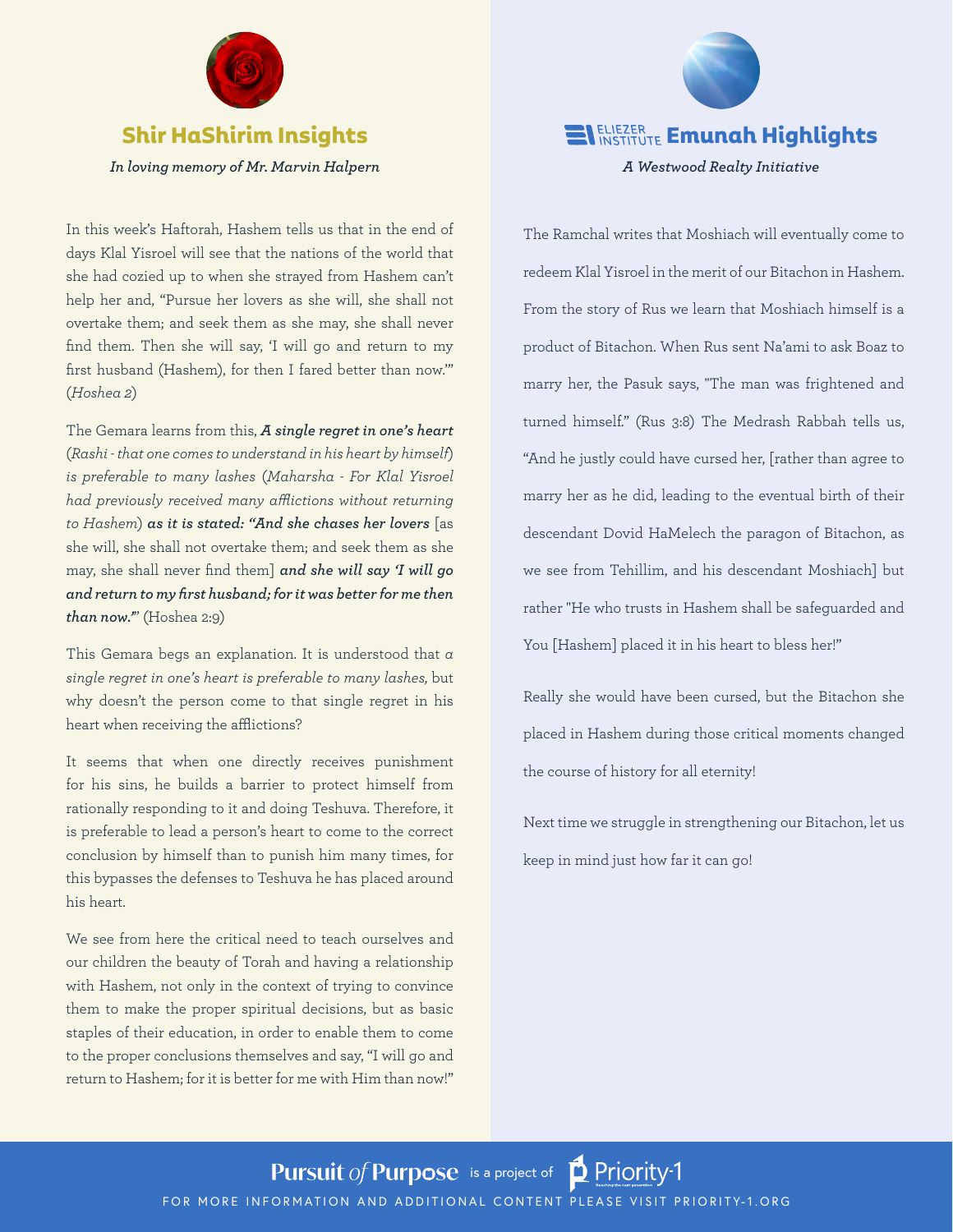## Shir HaShirim Insights

*In loving memory of Mr. Marvin Halpern*

In this week's Haftorah, Hashem tells us that in the end of days Klal Yisroel will see that the nations of the world that she had cozied up to when she strayed from Hashem can't help her and, "Pursue her lovers as she will, she shall not overtake them; and seek them as she may, she shall never find them. Then she will say, 'I will go and return to my first husband (Hashem), for then I fared better than now.'" (*Hoshea 2*)

The Gemara learns from this, ***A single regret in one's heart*** (*Rashi - that one comes to understand in his heart by himself*) ***is preferable to many lashes*** (*Maharsha - For Klal Yisroel had previously received many afflictions without returning to Hashem*) ***as it is stated: "And she chases her lovers*** [as she will, she shall not overtake them; and seek them as she may, she shall never find them] ***and she will say 'I will go and return to my first husband; for it was better for me then than now."'*** (Hoshea 2:9)

This Gemara begs an explanation. It is understood that *a single regret in one's heart is preferable to many lashes,* but why doesn't the person come to that single regret in his heart when receiving the afflictions?

It seems that when one directly receives punishment for his sins, he builds a barrier to protect himself from rationally responding to it and doing Teshuva. Therefore, it is preferable to lead a person's heart to come to the correct conclusion by himself than to punish him many times, for this bypasses the defenses to Teshuva he has placed around his heart.

We see from here the critical need to teach ourselves and our children the beauty of Torah and having a relationship with Hashem, not only in the context of trying to convince them to make the proper spiritual decisions, but as basic staples of their education, in order to enable them to come to the proper conclusions themselves and say, "I will go and return to Hashem; for it is better for me with Him than now!"

## Eliezer Institute Emunah Highlights

*A Westwood Realty Initiative*

The Ramchal writes that Moshiach will eventually come to redeem Klal Yisroel in the merit of our Bitachon in Hashem. From the story of Rus we learn that Moshiach himself is a product of Bitachon. When Rus sent Na'ami to ask Boaz to marry her, the Pasuk says, "The man was frightened and turned himself." (Rus 3:8) The Medrash Rabbah tells us, "And he justly could have cursed her, [rather than agree to marry her as he did, leading to the eventual birth of their descendant Dovid HaMelech the paragon of Bitachon, as we see from Tehillim, and his descendant Moshiach] but rather "He who trusts in Hashem shall be safeguarded and You [Hashem] placed it in his heart to bless her!"

Really she would have been cursed, but the Bitachon she placed in Hashem during those critical moments changed the course of history for all eternity!

Next time we struggle in strengthening our Bitachon, let us keep in mind just how far it can go!

**Pursuit *of* Purpose** is a project of Priority-1

FOR MORE INFORMATION AND ADDITIONAL CONTENT PLEASE VISIT PRIORITY-1.ORG